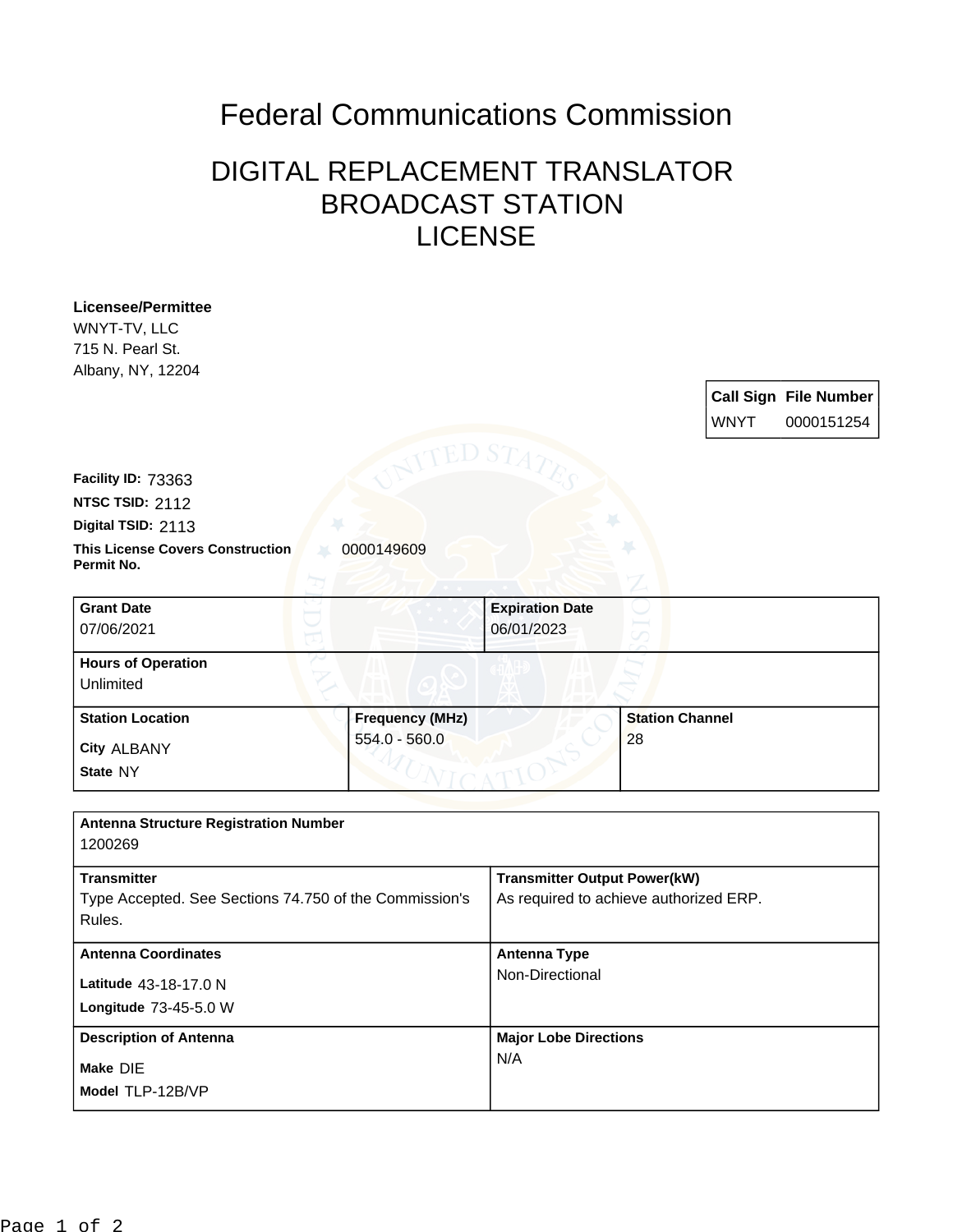# Federal Communications Commission

## DIGITAL REPLACEMENT TRANSLATOR BROADCAST STATION LICENSE

**Licensee/Permittee**
WNYT-TV, LLC
715 N. Pearl St.
Albany, NY, 12204

| Call Sign | File Number |
| --- | --- |
| WNYT | 0000151254 |

**Facility ID:** 73363
**NTSC TSID:** 2112
**Digital TSID:** 2113
**This License Covers Construction Permit No.** 0000149609

| Grant Date | Expiration Date |
| --- | --- |
| 07/06/2021 | 06/01/2023 |

**Hours of Operation**
Unlimited

| Station Location | Frequency (MHz) | Station Channel |
| --- | --- | --- |
| City ALBANY<br>State NY | 554.0 - 560.0 | 28 |

**Antenna Structure Registration Number**
1200269

| Transmitter | Transmitter Output Power(kW) |
| --- | --- |
| Type Accepted. See Sections 74.750 of the Commission's Rules. | As required to achieve authorized ERP. |

| Antenna Coordinates | Antenna Type |
| --- | --- |
| Latitude 43-18-17.0 N<br>Longitude 73-45-5.0 W | Non-Directional |

| Description of Antenna | Major Lobe Directions |
| --- | --- |
| Make DIE<br>Model TLP-12B/VP | N/A |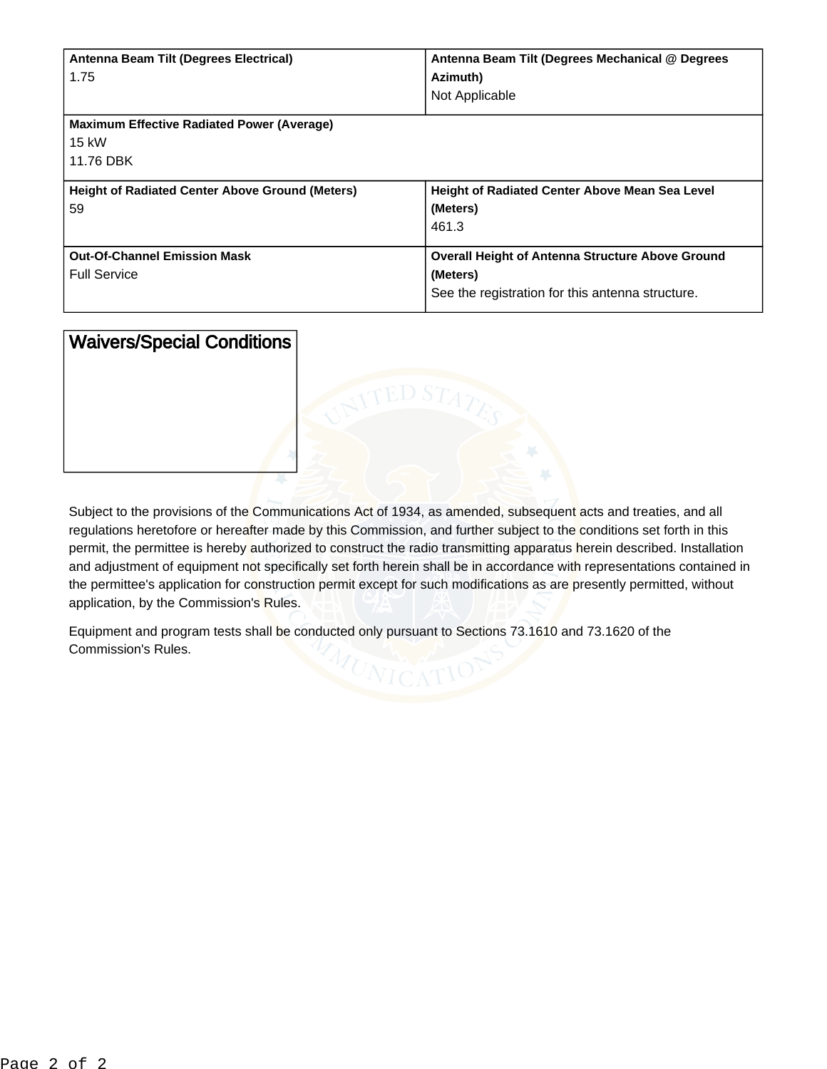| | |
|---|---|
| **Antenna Beam Tilt (Degrees Electrical)**<br>1.75 | **Antenna Beam Tilt (Degrees Mechanical @ Degrees Azimuth)**<br>Not Applicable |
| **Maximum Effective Radiated Power (Average)**<br>15 kW<br>11.76 DBK | |
| **Height of Radiated Center Above Ground (Meters)**<br>59 | **Height of Radiated Center Above Mean Sea Level (Meters)**<br>461.3 |
| **Out-Of-Channel Emission Mask**<br>Full Service | **Overall Height of Antenna Structure Above Ground (Meters)**<br>See the registration for this antenna structure. |

## Waivers/Special Conditions

Subject to the provisions of the Communications Act of 1934, as amended, subsequent acts and treaties, and all regulations heretofore or hereafter made by this Commission, and further subject to the conditions set forth in this permit, the permittee is hereby authorized to construct the radio transmitting apparatus herein described. Installation and adjustment of equipment not specifically set forth herein shall be in accordance with representations contained in the permittee's application for construction permit except for such modifications as are presently permitted, without application, by the Commission's Rules.

Equipment and program tests shall be conducted only pursuant to Sections 73.1610 and 73.1620 of the Commission's Rules.